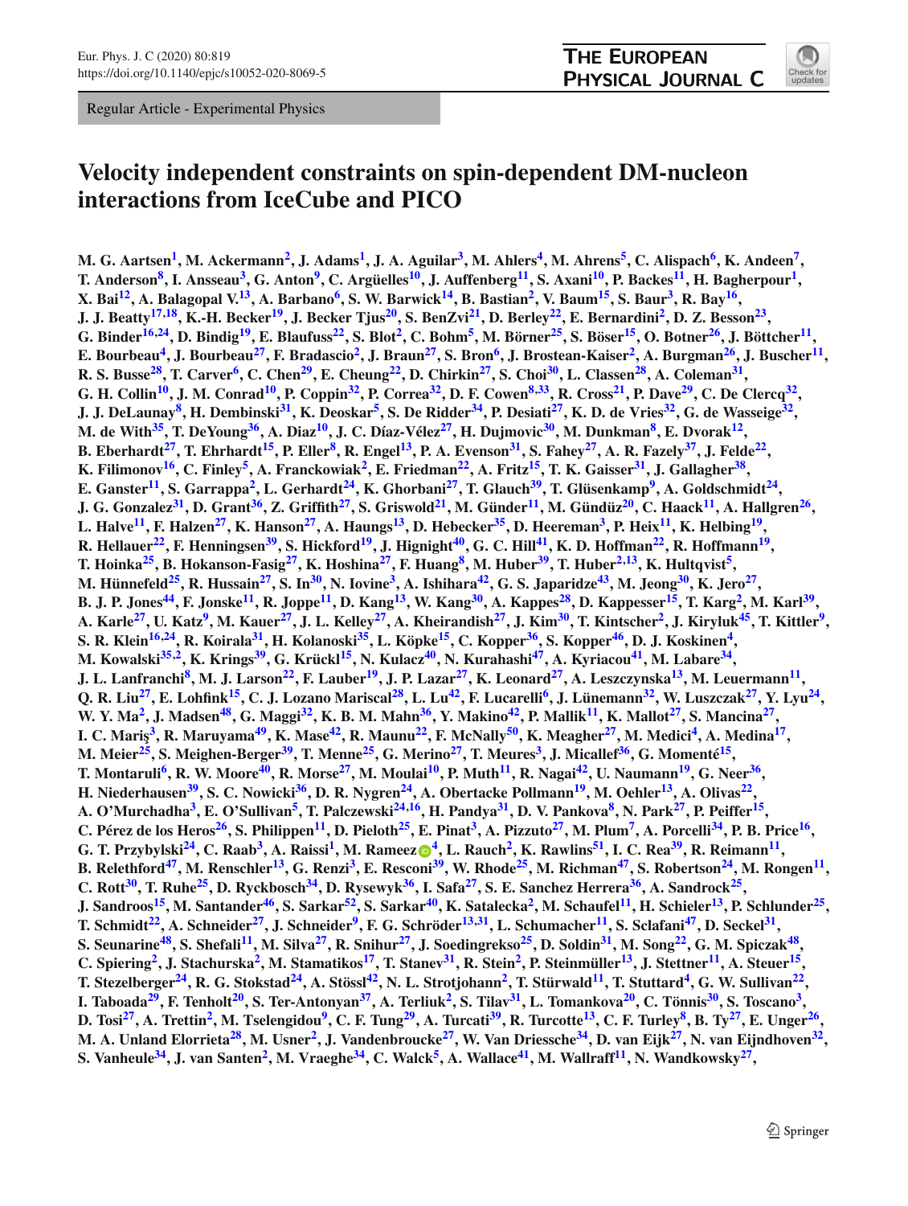Regular Article - Experimental Physics

# Velocity independent constraints on spin-dependent DM-nucleon interactions from IceCube and PICO

**M. G. Aartsen[1], M. Ackermann[2], J. Adams[1], J. A. Aguilar[3], M. Ahlers[4], M. Ahrens[5], C. Alispach[6], K. Andeen[7], T. Anderson[8], I. Ansseau[3], G. Anton[9], C. Argüelles[10], J. Auffenberg[11], S. Axani[10], P. Backes[11], H. Bagherpour[1], X. Bai[12], A. Balagopal V.[13], A. Barbano[6], S. W. Barwick[14], B. Bastian[2], V. Baum[15], S. Baur[3], R. Bay[16], J. J. Beatty[17,18], K.-H. Becker[19], J. Becker Tjus[20], S. BenZvi[21], D. Berley[22], E. Bernardini[2], D. Z. Besson[23], G. Binder[16,24], D. Bindig[19], E. Blaufuss[22], S. Blot[2], C. Bohm[5], M. Börner[25], S. Böser[15], O. Botner[26], J. Böttcher[11], E. Bourbeau[4], J. Bourbeau[27], F. Bradascio[2], J. Braun[27], S. Bron[6], J. Brostean-Kaiser[2], A. Burgman[26], J. Buscher[11], R. S. Busse[28], T. Carver[6], C. Chen[29], E. Cheung[22], D. Chirkin[27], S. Choi[30], L. Classen[28], A. Coleman[31], G. H. Collin[10], J. M. Conrad[10], P. Coppin[32], P. Correa[32], D. F. Cowen[8,33], R. Cross[21], P. Dave[29], C. De Clercq[32], J. J. DeLaunay[8], H. Dembinski[31], K. Deoskar[5], S. De Ridder[34], P. Desiati[27], K. D. de Vries[32], G. de Wasseige[32], M. de With[35], T. DeYoung[36], A. Diaz[10], J. C. Díaz-Vélez[27], H. Dujmovic[30], M. Dunkman[8], E. Dvorak[12], B. Eberhardt[27], T. Ehrhardt[15], P. Eller[8], R. Engel[13], P. A. Evenson[31], S. Fahey[27], A. R. Fazely[37], J. Felde[22], K. Filimonov[16], C. Finley[5], A. Franckowiak[2], E. Friedman[22], A. Fritz[15], T. K. Gaisser[31], J. Gallagher[38], E. Ganster[11], S. Garrappa[2], L. Gerhardt[24], K. Ghorbani[27], T. Glauch[39], T. Glüsenkamp[9], A. Goldschmidt[24], J. G. Gonzalez[31], D. Grant[36], Z. Griffith[27], S. Griswold[21], M. Günder[11], M. Gündüz[20], C. Haack[11], A. Hallgren[26], L. Halve[11], F. Halzen[27], K. Hanson[27], A. Haungs[13], D. Hebecker[35], D. Heereman[3], P. Heix[11], K. Helbing[19], R. Hellauer[22], F. Henningsen[39], S. Hickford[19], J. Hignight[40], G. C. Hill[41], K. D. Hoffman[22], R. Hoffmann[19], T. Hoinka[25], B. Hokanson-Fasig[27], K. Hoshina[27], F. Huang[8], M. Huber[39], T. Huber[2,13], K. Hultqvist[5], M. Hünnefeld[25], R. Hussain[27], S. In[30], N. Iovine[3], A. Ishihara[42], G. S. Japaridze[43], M. Jeong[30], K. Jero[27], B. J. P. Jones[44], F. Jonske[11], R. Joppe[11], D. Kang[13], W. Kang[30], A. Kappes[28], D. Kappesser[15], T. Karg[2], M. Karl[39], A. Karle[27], U. Katz[9], M. Kauer[27], J. L. Kelley[27], A. Kheirandish[27], J. Kim[30], T. Kintscher[2], J. Kiryluk[45], T. Kittler[9], S. R. Klein[16,24], R. Koirala[31], H. Kolanoski[35], L. Köpke[15], C. Kopper[36], S. Kopper[46], D. J. Koskinen[4], M. Kowalski[35,2], K. Krings[39], G. Krückl[15], N. Kulacz[40], N. Kurahashi[47], A. Kyriacou[41], M. Labare[34], J. L. Lanfranchi[8], M. J. Larson[22], F. Lauber[19], J. P. Lazar[27], K. Leonard[27], A. Leszczynska[13], M. Leuermann[11], Q. R. Liu[27], E. Lohfink[15], C. J. Lozano Mariscal[28], L. Lu[42], F. Lucarelli[6], J. Lünemann[32], W. Luszczak[27], Y. Lyu[24], W. Y. Ma[2], J. Madsen[48], G. Maggi[32], K. B. M. Mahn[36], Y. Makino[42], P. Mallik[11], K. Mallot[27], S. Mancina[27], I. C. Mariş[3], R. Maruyama[49], K. Mase[42], R. Maunu[22], F. McNally[50], K. Meagher[27], M. Medici[4], A. Medina[17], M. Meier[25], S. Meighen-Berger[39], T. Menne[25], G. Merino[27], T. Meures[3], J. Micallef[36], G. Momenté[15], T. Montaruli[6], R. W. Moore[40], R. Morse[27], M. Moulai[10], P. Muth[11], R. Nagai[42], U. Naumann[19], G. Neer[36], H. Niederhausen[39], S. C. Nowicki[36], D. R. Nygren[24], A. Obertacke Pollmann[19], M. Oehler[13], A. Olivas[22], A. O'Murchadha[3], E. O'Sullivan[5], T. Palczewski[24,16], H. Pandya[31], D. V. Pankova[8], N. Park[27], P. Peiffer[15], C. Pérez de los Heros[26], S. Philippen[11], D. Pieloth[25], E. Pinat[3], A. Pizzuto[27], M. Plum[7], A. Porcelli[34], P. B. Price[16], G. T. Przybylski[24], C. Raab[3], A. Raissi[1], M. Rameez[4], L. Rauch[2], K. Rawlins[51], I. C. Rea[39], R. Reimann[11], B. Relethford[47], M. Renschler[13], G. Renzi[3], E. Resconi[39], W. Rhode[25], M. Richman[47], S. Robertson[24], M. Rongen[11], C. Rott[30], T. Ruhe[25], D. Ryckbosch[34], D. Rysewyk[36], I. Safa[27], S. E. Sanchez Herrera[36], A. Sandrock[25], J. Sandroos[15], M. Santander[46], S. Sarkar[52], S. Sarkar[40], K. Satalecka[2], M. Schaufel[11], H. Schieler[13], P. Schlunder[25], T. Schmidt[22], A. Schneider[27], J. Schneider[9], F. G. Schröder[13,31], L. Schumacher[11], S. Sclafani[47], D. Seckel[31], S. Seunarine[48], S. Shefali[11], M. Silva[27], R. Snihur[27], J. Soedingrekso[25], D. Soldin[31], M. Song[22], G. M. Spiczak[48], C. Spiering[2], J. Stachurska[2], M. Stamatikos[17], T. Stanev[31], R. Stein[2], P. Steinmüller[13], J. Stettner[11], A. Steuer[15], T. Stezelberger[24], R. G. Stokstad[24], A. Stößl[42], N. L. Strotjohann[2], T. Stürwald[11], T. Stuttard[4], G. W. Sullivan[22], I. Taboada[29], F. Tenholt[20], S. Ter-Antonyan[37], A. Terliuk[2], S. Tilav[31], L. Tomankova[20], C. Tönnis[30], S. Toscano[3], D. Tosi[27], A. Trettin[2], M. Tselengidou[9], C. F. Tung[29], A. Turcati[39], R. Turcotte[13], C. F. Turley[8], B. Ty[27], E. Unger[26], M. A. Unland Elorrieta[28], M. Usner[2], J. Vandenbroucke[27], W. Van Driessche[34], D. van Eijk[27], N. van Eijndhoven[32], S. Vanheule[34], J. van Santen[2], M. Vraeghe[34], C. Walck[5], A. Wallace[41], M. Wallraff[11], N. Wandkowsky[27],**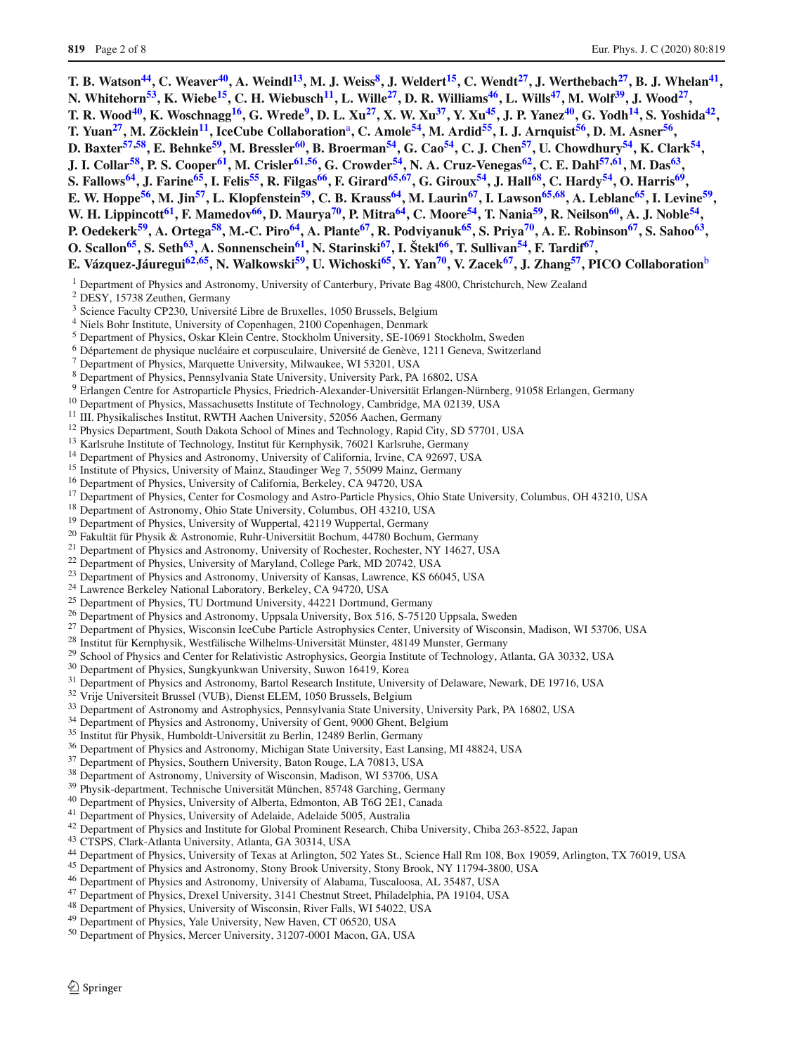**T. B. Watson[44], C. Weaver[40], A. Weindl[13], M. J. Weiss[8], J. Weldert[15], C. Wendt[27], J. Werthebach[25], B. J. Whelan[41], N. Whitehorn[53], K. Wiebe[15], C. H. Wiebusch[11], L. Wille[27], D. R. Williams[46], L. Wills[47], M. Wolf[39], J. Wood[27], T. R. Wood[40], K. Woschnagg[16], G. Wrede[9], D. L. Xu[27], X. W. Xu[37], Y. Xu[45], J. P. Yanez[40], G. Yodh[14], S. Yoshida[42], T. Yuan[27], M. Zöcklein[11], IceCube Collaboration[a], C. Amole[54], M. Ardid[55], I. J. Arnquist[56], D. M. Asner[56], D. Baxter[57,58], E. Behnke[59], M. Bressler[60], B. Broerman[54], G. Cao[54], C. J. Chen[57], U. Chowdhury[54], K. Clark[54], J. I. Collar[58], P. S. Cooper[61], M. Crisler[61,56], G. Crowder[54], N. A. Cruz-Venegas[62], C. E. Dahl[57,61], M. Das[63], S. Fallows[64], J. Farine[65], I. Felis[55], R. Filgas[66], F. Girard[65,67], G. Giroux[54], J. Hall[68], C. Hardy[54], O. Harris[69], E. W. Hoppe[56], M. Jin[57], L. Klopfenstein[59], C. B. Krauss[64], M. Laurin[67], I. Lawson[65,68], A. Leblanc[65], I. Levine[59], W. H. Lippincott[61], F. Mamedov[66], D. Maurya[70], P. Mitra[64], C. Moore[54], T. Nania[59], R. Neilson[60], A. J. Noble[54], P. Oedekerk[59], A. Ortega[58], M.-C. Piro[64], A. Plante[67], R. Podviyanuk[65], S. Priya[70], A. E. Robinson[67], S. Sahoo[63], O. Scallon[65], S. Seth[63], A. Sonnenschein[61], N. Starinski[67], I. Štekl[66], T. Sullivan[54], F. Tardif[67], E. Vázquez-Jáuregui[62,65], N. Walkowski[59], U. Wichoski[65], Y. Yan[70], V. Zacek[67], J. Zhang[57], PICO Collaboration[b]**

[1] Department of Physics and Astronomy, University of Canterbury, Private Bag 4800, Christchurch, New Zealand
[2] DESY, 15738 Zeuthen, Germany
[3] Science Faculty CP230, Université Libre de Bruxelles, 1050 Brussels, Belgium
[4] Niels Bohr Institute, University of Copenhagen, 2100 Copenhagen, Denmark
[5] Department of Physics, Oskar Klein Centre, Stockholm University, SE-10691 Stockholm, Sweden
[6] Département de physique nucléaire et corpusculaire, Université de Genève, 1211 Geneva, Switzerland
[7] Department of Physics, Marquette University, Milwaukee, WI 53201, USA
[8] Department of Physics, Pennsylvania State University, University Park, PA 16802, USA
[9] Erlangen Centre for Astroparticle Physics, Friedrich-Alexander-Universität Erlangen-Nürnberg, 91058 Erlangen, Germany
[10] Department of Physics, Massachusetts Institute of Technology, Cambridge, MA 02139, USA
[11] III. Physikalisches Institut, RWTH Aachen University, 52056 Aachen, Germany
[12] Physics Department, South Dakota School of Mines and Technology, Rapid City, SD 57701, USA
[13] Karlsruhe Institute of Technology, Institut für Kernphysik, 76021 Karlsruhe, Germany
[14] Department of Physics and Astronomy, University of California, Irvine, CA 92697, USA
[15] Institute of Physics, University of Mainz, Staudinger Weg 7, 55099 Mainz, Germany
[16] Department of Physics, University of California, Berkeley, CA 94720, USA
[17] Department of Physics, Center for Cosmology and Astro-Particle Physics, Ohio State University, Columbus, OH 43210, USA
[18] Department of Astronomy, Ohio State University, Columbus, OH 43210, USA
[19] Department of Physics, University of Wuppertal, 42119 Wuppertal, Germany
[20] Fakultät für Physik & Astronomie, Ruhr-Universität Bochum, 44780 Bochum, Germany
[21] Department of Physics and Astronomy, University of Rochester, Rochester, NY 14627, USA
[22] Department of Physics, University of Maryland, College Park, MD 20742, USA
[23] Department of Physics and Astronomy, University of Kansas, Lawrence, KS 66045, USA
[24] Lawrence Berkeley National Laboratory, Berkeley, CA 94720, USA
[25] Department of Physics, TU Dortmund University, 44221 Dortmund, Germany
[26] Department of Physics and Astronomy, Uppsala University, Box 516, S-75120 Uppsala, Sweden
[27] Department of Physics, Wisconsin IceCube Particle Astrophysics Center, University of Wisconsin, Madison, WI 53706, USA
[28] Institut für Kernphysik, Westfälische Wilhelms-Universität Münster, 48149 Munster, Germany
[29] School of Physics and Center for Relativistic Astrophysics, Georgia Institute of Technology, Atlanta, GA 30332, USA
[30] Department of Physics, Sungkyunkwan University, Suwon 16419, Korea
[31] Department of Physics and Astronomy, Bartol Research Institute, University of Delaware, Newark, DE 19716, USA
[32] Vrije Universiteit Brussel (VUB), Dienst ELEM, 1050 Brussels, Belgium
[33] Department of Astronomy and Astrophysics, Pennsylvania State University, University Park, PA 16802, USA
[34] Department of Physics and Astronomy, University of Gent, 9000 Ghent, Belgium
[35] Institut für Physik, Humboldt-Universität zu Berlin, 12489 Berlin, Germany
[36] Department of Physics and Astronomy, Michigan State University, East Lansing, MI 48824, USA
[37] Department of Physics, Southern University, Baton Rouge, LA 70813, USA
[38] Department of Astronomy, University of Wisconsin, Madison, WI 53706, USA
[39] Physik-department, Technische Universität München, 85748 Garching, Germany
[40] Department of Physics, University of Alberta, Edmonton, AB T6G 2E1, Canada
[41] Department of Physics, University of Adelaide, Adelaide 5005, Australia
[42] Department of Physics and Institute for Global Prominent Research, Chiba University, Chiba 263-8522, Japan
[43] CTSPS, Clark-Atlanta University, Atlanta, GA 30314, USA
[44] Department of Physics, University of Texas at Arlington, 502 Yates St., Science Hall Rm 108, Box 19059, Arlington, TX 76019, USA
[45] Department of Physics and Astronomy, Stony Brook University, Stony Brook, NY 11794-3800, USA
[46] Department of Physics and Astronomy, University of Alabama, Tuscaloosa, AL 35487, USA
[47] Department of Physics, Drexel University, 3141 Chestnut Street, Philadelphia, PA 19104, USA
[48] Department of Physics, University of Wisconsin, River Falls, WI 54022, USA
[49] Department of Physics, Yale University, New Haven, CT 06520, USA
[50] Department of Physics, Mercer University, 31207-0001 Macon, GA, USA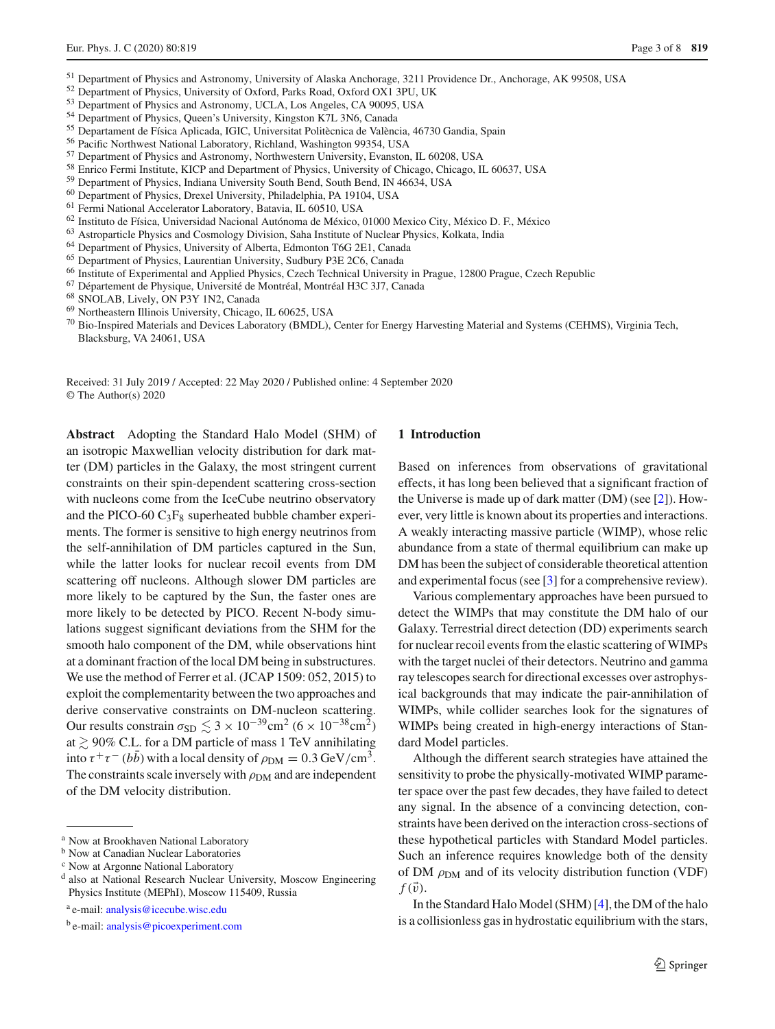[51] Department of Physics and Astronomy, University of Alaska Anchorage, 3211 Providence Dr., Anchorage, AK 99508, USA
[52] Department of Physics, University of Oxford, Parks Road, Oxford OX1 3PU, UK
[53] Department of Physics and Astronomy, UCLA, Los Angeles, CA 90095, USA
[54] Department of Physics, Queen's University, Kingston K7L 3N6, Canada
[55] Departament de Física Aplicada, IGIC, Universitat Politècnica de València, 46730 Gandia, Spain
[56] Pacific Northwest National Laboratory, Richland, Washington 99354, USA
[57] Department of Physics and Astronomy, Northwestern University, Evanston, IL 60208, USA
[58] Enrico Fermi Institute, KICP and Department of Physics, University of Chicago, Chicago, IL 60637, USA
[59] Department of Physics, Indiana University South Bend, South Bend, IN 46634, USA
[60] Department of Physics, Drexel University, Philadelphia, PA 19104, USA
[61] Fermi National Accelerator Laboratory, Batavia, IL 60510, USA
[62] Instituto de Física, Universidad Nacional Autónoma de México, 01000 Mexico City, México D. F., México
[63] Astroparticle Physics and Cosmology Division, Saha Institute of Nuclear Physics, Kolkata, India
[64] Department of Physics, University of Alberta, Edmonton T6G 2E1, Canada
[65] Department of Physics, Laurentian University, Sudbury P3E 2C6, Canada
[66] Institute of Experimental and Applied Physics, Czech Technical University in Prague, 12800 Prague, Czech Republic
[67] Département de Physique, Université de Montréal, Montréal H3C 3J7, Canada
[68] SNOLAB, Lively, ON P3Y 1N2, Canada
[69] Northeastern Illinois University, Chicago, IL 60625, USA
[70] Bio-Inspired Materials and Devices Laboratory (BMDL), Center for Energy Harvesting Material and Systems (CEHMS), Virginia Tech, Blacksburg, VA 24061, USA

Received: 31 July 2019 / Accepted: 22 May 2020 / Published online: 4 September 2020
© The Author(s) 2020

**Abstract** Adopting the Standard Halo Model (SHM) of an isotropic Maxwellian velocity distribution for dark matter (DM) particles in the Galaxy, the most stringent current constraints on their spin-dependent scattering cross-section with nucleons come from the IceCube neutrino observatory and the PICO-60 $C_3F_8$ superheated bubble chamber experiments. The former is sensitive to high energy neutrinos from the self-annihilation of DM particles captured in the Sun, while the latter looks for nuclear recoil events from DM scattering off nucleons. Although slower DM particles are more likely to be captured by the Sun, the faster ones are more likely to be detected by PICO. Recent N-body simulations suggest significant deviations from the SHM for the smooth halo component of the DM, while observations hint at a dominant fraction of the local DM being in substructures. We use the method of Ferrer et al. (JCAP 1509: 052, 2015) to exploit the complementarity between the two approaches and derive conservative constraints on DM-nucleon scattering. Our results constrain $\sigma_{\mathrm{SD}} \lesssim 3 \times 10^{-39}\mathrm{cm}^2$ ($6 \times 10^{-38}\mathrm{cm}^2$) at $\gtrsim 90\%$ C.L. for a DM particle of mass 1 TeV annihilating into $\tau^+\tau^-$ ($b\bar{b}$) with a local density of $\rho_{\mathrm{DM}} = 0.3\,\mathrm{GeV/cm}^3$. The constraints scale inversely with $\rho_{\mathrm{DM}}$ and are independent of the DM velocity distribution.

[a] Now at Brookhaven National Laboratory
[b] Now at Canadian Nuclear Laboratories
[c] Now at Argonne National Laboratory
[d] also at National Research Nuclear University, Moscow Engineering Physics Institute (MEPhI), Moscow 115409, Russia

[a] e-mail: analysis@icecube.wisc.edu
[b] e-mail: analysis@picoexperiment.com

## 1 Introduction

Based on inferences from observations of gravitational effects, it has long been believed that a significant fraction of the Universe is made up of dark matter (DM) (see [2]). However, very little is known about its properties and interactions. A weakly interacting massive particle (WIMP), whose relic abundance from a state of thermal equilibrium can make up DM has been the subject of considerable theoretical attention and experimental focus (see [3] for a comprehensive review).

Various complementary approaches have been pursued to detect the WIMPs that may constitute the DM halo of our Galaxy. Terrestrial direct detection (DD) experiments search for nuclear recoil events from the elastic scattering of WIMPs with the target nuclei of their detectors. Neutrino and gamma ray telescopes search for directional excesses over astrophysical backgrounds that may indicate the pair-annihilation of WIMPs, while collider searches look for the signatures of WIMPs being created in high-energy interactions of Standard Model particles.

Although the different search strategies have attained the sensitivity to probe the physically-motivated WIMP parameter space over the past few decades, they have failed to detect any signal. In the absence of a convincing detection, constraints have been derived on the interaction cross-sections of these hypothetical particles with Standard Model particles. Such an inference requires knowledge both of the density of DM $\rho_{\mathrm{DM}}$ and of its velocity distribution function (VDF) $f(\vec{v})$.

In the Standard Halo Model (SHM) [4], the DM of the halo is a collisionless gas in hydrostatic equilibrium with the stars,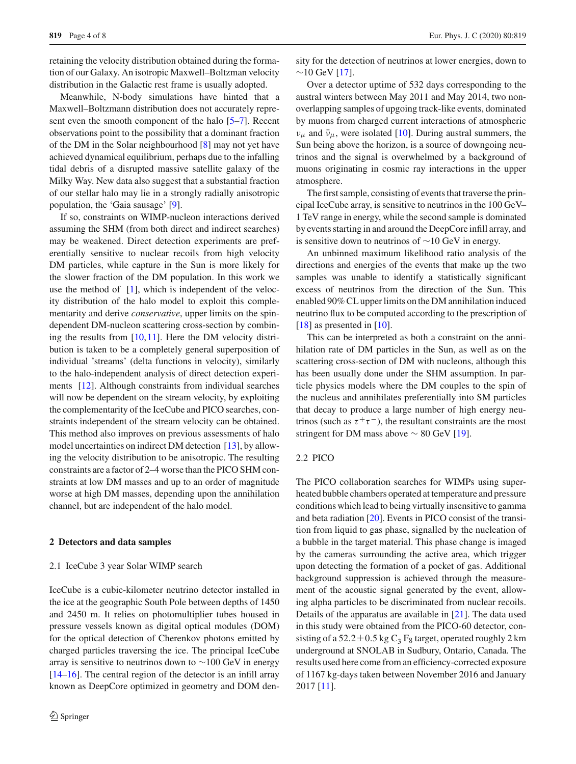retaining the velocity distribution obtained during the formation of our Galaxy. An isotropic Maxwell–Boltzmann velocity distribution in the Galactic rest frame is usually adopted.

Meanwhile, N-body simulations have hinted that a Maxwell–Boltzmann distribution does not accurately represent even the smooth component of the halo [5–7]. Recent observations point to the possibility that a dominant fraction of the DM in the Solar neighbourhood [8] may not yet have achieved dynamical equilibrium, perhaps due to the infalling tidal debris of a disrupted massive satellite galaxy of the Milky Way. New data also suggest that a substantial fraction of our stellar halo may lie in a strongly radially anisotropic population, the 'Gaia sausage' [9].

If so, constraints on WIMP-nucleon interactions derived assuming the SHM (from both direct and indirect searches) may be weakened. Direct detection experiments are preferentially sensitive to nuclear recoils from high velocity DM particles, while capture in the Sun is more likely for the slower fraction of the DM population. In this work we use the method of [1], which is independent of the velocity distribution of the halo model to exploit this complementarity and derive *conservative*, upper limits on the spin-dependent DM-nucleon scattering cross-section by combining the results from [10,11]. Here the DM velocity distribution is taken to be a completely general superposition of individual 'streams' (delta functions in velocity), similarly to the halo-independent analysis of direct detection experiments [12]. Although constraints from individual searches will now be dependent on the stream velocity, by exploiting the complementarity of the IceCube and PICO searches, constraints independent of the stream velocity can be obtained. This method also improves on previous assessments of halo model uncertainties on indirect DM detection [13], by allowing the velocity distribution to be anisotropic. The resulting constraints are a factor of 2–4 worse than the PICO SHM constraints at low DM masses and up to an order of magnitude worse at high DM masses, depending upon the annihilation channel, but are independent of the halo model.

## 2 Detectors and data samples

### 2.1 IceCube 3 year Solar WIMP search

IceCube is a cubic-kilometer neutrino detector installed in the ice at the geographic South Pole between depths of 1450 and 2450 m. It relies on photomultiplier tubes housed in pressure vessels known as digital optical modules (DOM) for the optical detection of Cherenkov photons emitted by charged particles traversing the ice. The principal IceCube array is sensitive to neutrinos down to ∼100 GeV in energy [14–16]. The central region of the detector is an infill array known as DeepCore optimized in geometry and DOM density for the detection of neutrinos at lower energies, down to ∼10 GeV [17].

Over a detector uptime of 532 days corresponding to the austral winters between May 2011 and May 2014, two non-overlapping samples of upgoing track-like events, dominated by muons from charged current interactions of atmospheric $\nu_\mu$ and $\bar{\nu}_\mu$, were isolated [10]. During austral summers, the Sun being above the horizon, is a source of downgoing neutrinos and the signal is overwhelmed by a background of muons originating in cosmic ray interactions in the upper atmosphere.

The first sample, consisting of events that traverse the principal IceCube array, is sensitive to neutrinos in the 100 GeV–1 TeV range in energy, while the second sample is dominated by events starting in and around the DeepCore infill array, and is sensitive down to neutrinos of ∼10 GeV in energy.

An unbinned maximum likelihood ratio analysis of the directions and energies of the events that make up the two samples was unable to identify a statistically significant excess of neutrinos from the direction of the Sun. This enabled 90% CL upper limits on the DM annihilation induced neutrino flux to be computed according to the prescription of [18] as presented in [10].

This can be interpreted as both a constraint on the annihilation rate of DM particles in the Sun, as well as on the scattering cross-section of DM with nucleons, although this has been usually done under the SHM assumption. In particle physics models where the DM couples to the spin of the nucleus and annihilates preferentially into SM particles that decay to produce a large number of high energy neutrinos (such as $\tau^+\tau^-$), the resultant constraints are the most stringent for DM mass above ∼ 80 GeV [19].

### 2.2 PICO

The PICO collaboration searches for WIMPs using superheated bubble chambers operated at temperature and pressure conditions which lead to being virtually insensitive to gamma and beta radiation [20]. Events in PICO consist of the transition from liquid to gas phase, signalled by the nucleation of a bubble in the target material. This phase change is imaged by the cameras surrounding the active area, which trigger upon detecting the formation of a pocket of gas. Additional background suppression is achieved through the measurement of the acoustic signal generated by the event, allowing alpha particles to be discriminated from nuclear recoils. Details of the apparatus are available in [21]. The data used in this study were obtained from the PICO-60 detector, consisting of a $52.2 \pm 0.5$ kg $C_3F_8$ target, operated roughly 2 km underground at SNOLAB in Sudbury, Ontario, Canada. The results used here come from an efficiency-corrected exposure of 1167 kg-days taken between November 2016 and January 2017 [11].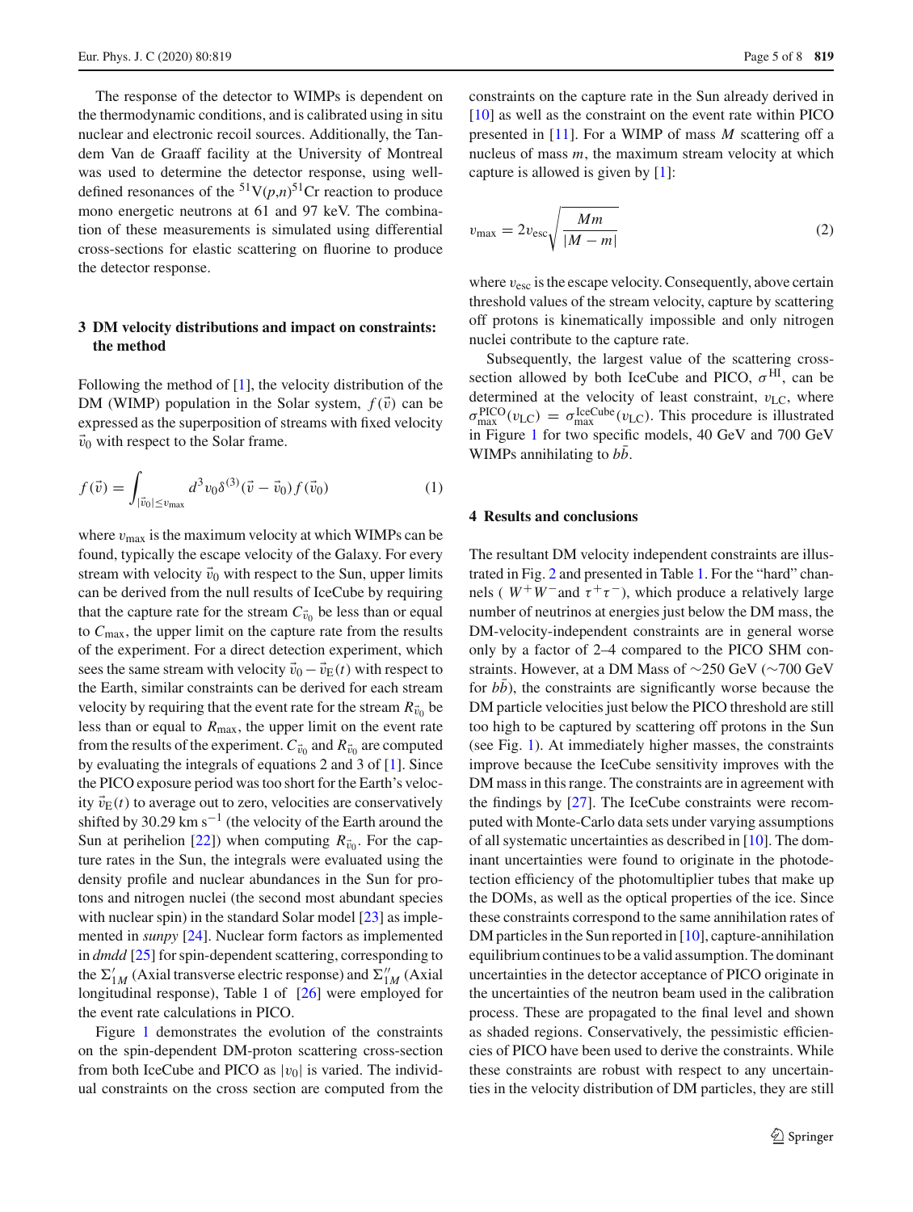The response of the detector to WIMPs is dependent on the thermodynamic conditions, and is calibrated using in situ nuclear and electronic recoil sources. Additionally, the Tandem Van de Graaff facility at the University of Montreal was used to determine the detector response, using well-defined resonances of the $^{51}$V($p$,$n$)$^{51}$Cr reaction to produce mono energetic neutrons at 61 and 97 keV. The combination of these measurements is simulated using differential cross-sections for elastic scattering on fluorine to produce the detector response.

## 3 DM velocity distributions and impact on constraints: the method

Following the method of [1], the velocity distribution of the DM (WIMP) population in the Solar system, $f(\vec{v})$ can be expressed as the superposition of streams with fixed velocity $\vec{v}_0$ with respect to the Solar frame.

$$f(\vec{v}) = \int_{|\vec{v}_0| \leq v_{\max}} d^3 v_0 \delta^{(3)}(\vec{v} - \vec{v}_0) f(\vec{v}_0) \tag{1}$$

where $v_{\max}$ is the maximum velocity at which WIMPs can be found, typically the escape velocity of the Galaxy. For every stream with velocity $\vec{v}_0$ with respect to the Sun, upper limits can be derived from the null results of IceCube by requiring that the capture rate for the stream $C_{\vec{v}_0}$ be less than or equal to $C_{\max}$, the upper limit on the capture rate from the results of the experiment. For a direct detection experiment, which sees the same stream with velocity $\vec{v}_0 - \vec{v}_E(t)$ with respect to the Earth, similar constraints can be derived for each stream velocity by requiring that the event rate for the stream $R_{\vec{v}_0}$ be less than or equal to $R_{\max}$, the upper limit on the event rate from the results of the experiment. $C_{\vec{v}_0}$ and $R_{\vec{v}_0}$ are computed by evaluating the integrals of equations 2 and 3 of [1]. Since the PICO exposure period was too short for the Earth's velocity $\vec{v}_E(t)$ to average out to zero, velocities are conservatively shifted by 30.29 km s$^{-1}$ (the velocity of the Earth around the Sun at perihelion [22]) when computing $R_{\vec{v}_0}$. For the capture rates in the Sun, the integrals were evaluated using the density profile and nuclear abundances in the Sun for protons and nitrogen nuclei (the second most abundant species with nuclear spin) in the standard Solar model [23] as implemented in *sunpy* [24]. Nuclear form factors as implemented in *dmdd* [25] for spin-dependent scattering, corresponding to the $\Sigma'_{1M}$ (Axial transverse electric response) and $\Sigma''_{1M}$ (Axial longitudinal response), Table 1 of [26] were employed for the event rate calculations in PICO.

Figure 1 demonstrates the evolution of the constraints on the spin-dependent DM-proton scattering cross-section from both IceCube and PICO as $|v_0|$ is varied. The individual constraints on the cross section are computed from the constraints on the capture rate in the Sun already derived in [10] as well as the constraint on the event rate within PICO presented in [11]. For a WIMP of mass $M$ scattering off a nucleus of mass $m$, the maximum stream velocity at which capture is allowed is given by [1]:

$$v_{\max} = 2v_{\text{esc}}\sqrt{\frac{Mm}{|M-m|}} \tag{2}$$

where $v_{\text{esc}}$ is the escape velocity. Consequently, above certain threshold values of the stream velocity, capture by scattering off protons is kinematically impossible and only nitrogen nuclei contribute to the capture rate.

Subsequently, the largest value of the scattering cross-section allowed by both IceCube and PICO, $\sigma^{\text{HI}}$, can be determined at the velocity of least constraint, $v_{\text{LC}}$, where $\sigma^{\text{PICO}}_{\max}(v_{\text{LC}}) = \sigma^{\text{IceCube}}_{\max}(v_{\text{LC}})$. This procedure is illustrated in Figure 1 for two specific models, 40 GeV and 700 GeV WIMPs annihilating to $b\bar{b}$.

## 4 Results and conclusions

The resultant DM velocity independent constraints are illustrated in Fig. 2 and presented in Table 1. For the "hard" channels ( $W^+W^-$and $\tau^+\tau^-$), which produce a relatively large number of neutrinos at energies just below the DM mass, the DM-velocity-independent constraints are in general worse only by a factor of 2–4 compared to the PICO SHM constraints. However, at a DM Mass of ~250 GeV (~700 GeV for $b\bar{b}$), the constraints are significantly worse because the DM particle velocities just below the PICO threshold are still too high to be captured by scattering off protons in the Sun (see Fig. 1). At immediately higher masses, the constraints improve because the IceCube sensitivity improves with the DM mass in this range. The constraints are in agreement with the findings by [27]. The IceCube constraints were recomputed with Monte-Carlo data sets under varying assumptions of all systematic uncertainties as described in [10]. The dominant uncertainties were found to originate in the photodetection efficiency of the photomultiplier tubes that make up the DOMs, as well as the optical properties of the ice. Since these constraints correspond to the same annihilation rates of DM particles in the Sun reported in [10], capture-annihilation equilibrium continues to be a valid assumption. The dominant uncertainties in the detector acceptance of PICO originate in the uncertainties of the neutron beam used in the calibration process. These are propagated to the final level and shown as shaded regions. Conservatively, the pessimistic efficiencies of PICO have been used to derive the constraints. While these constraints are robust with respect to any uncertainties in the velocity distribution of DM particles, they are still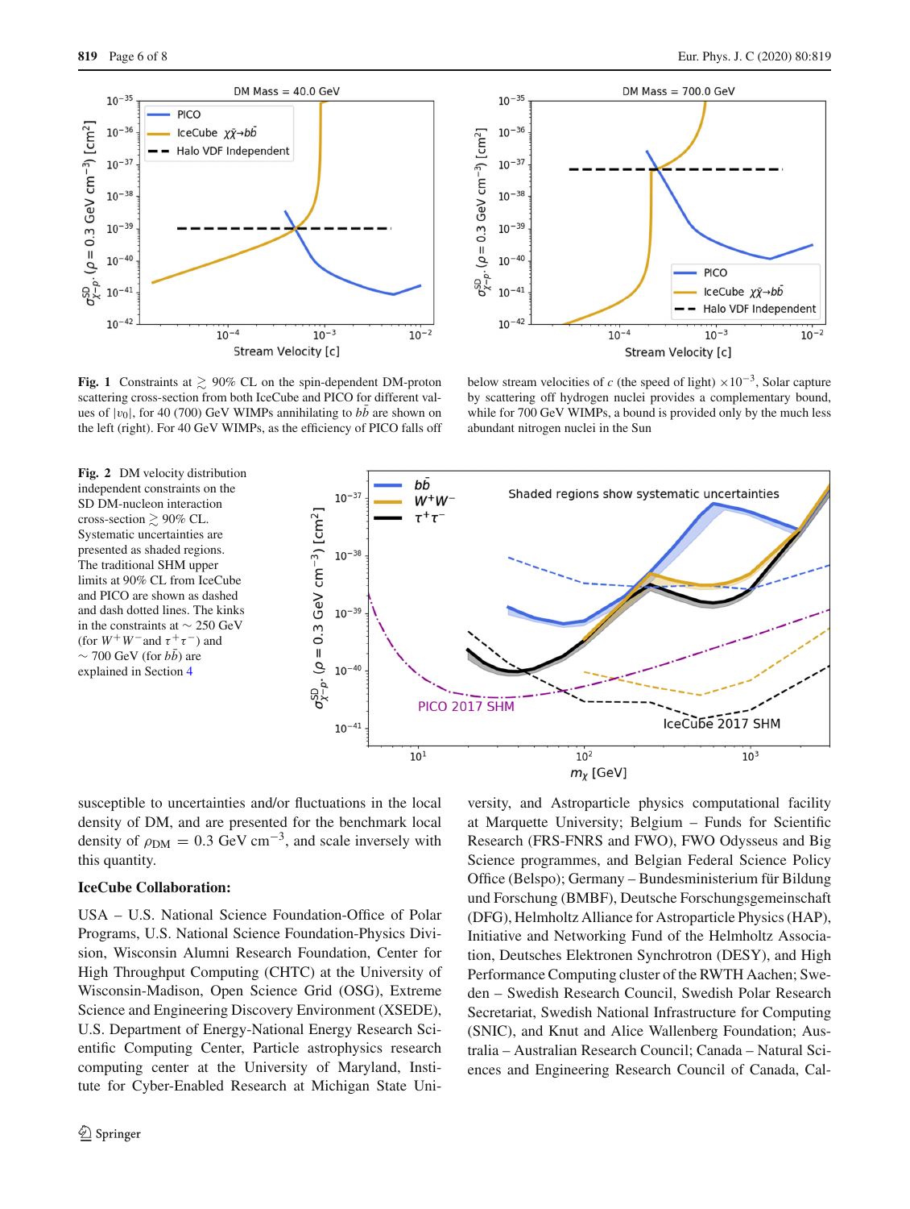**Fig. 1** Constraints at $\gtrsim$ 90% CL on the spin-dependent DM-proton scattering cross-section from both IceCube and PICO for different values of $|v_0|$, for 40 (700) GeV WIMPs annihilating to $b\bar{b}$ are shown on the left (right). For 40 GeV WIMPs, as the efficiency of PICO falls off below stream velocities of $c$ (the speed of light) $\times 10^{-3}$, Solar capture by scattering off hydrogen nuclei provides a complementary bound, while for 700 GeV WIMPs, a bound is provided only by the much less abundant nitrogen nuclei in the Sun

**Fig. 2** DM velocity distribution independent constraints on the SD DM-nucleon interaction cross-section $\gtrsim$ 90% CL. Systematic uncertainties are presented as shaded regions. The traditional SHM upper limits at 90% CL from IceCube and PICO are shown as dashed and dash dotted lines. The kinks in the constraints at $\sim$ 250 GeV (for $W^+W^-$ and $\tau^+\tau^-$) and $\sim$ 700 GeV (for $b\bar{b}$) are explained in Section 4

susceptible to uncertainties and/or fluctuations in the local density of DM, and are presented for the benchmark local density of $\rho_{DM} = 0.3$ GeV cm$^{-3}$, and scale inversely with this quantity.

**IceCube Collaboration:**

USA – U.S. National Science Foundation-Office of Polar Programs, U.S. National Science Foundation-Physics Division, Wisconsin Alumni Research Foundation, Center for High Throughput Computing (CHTC) at the University of Wisconsin-Madison, Open Science Grid (OSG), Extreme Science and Engineering Discovery Environment (XSEDE), U.S. Department of Energy-National Energy Research Scientific Computing Center, Particle astrophysics research computing center at the University of Maryland, Institute for Cyber-Enabled Research at Michigan State University, and Astroparticle physics computational facility at Marquette University; Belgium – Funds for Scientific Research (FRS-FNRS and FWO), FWO Odysseus and Big Science programmes, and Belgian Federal Science Policy Office (Belspo); Germany – Bundesministerium für Bildung und Forschung (BMBF), Deutsche Forschungsgemeinschaft (DFG), Helmholtz Alliance for Astroparticle Physics (HAP), Initiative and Networking Fund of the Helmholtz Association, Deutsches Elektronen Synchrotron (DESY), and High Performance Computing cluster of the RWTH Aachen; Sweden – Swedish Research Council, Swedish Polar Research Secretariat, Swedish National Infrastructure for Computing (SNIC), and Knut and Alice Wallenberg Foundation; Australia – Australian Research Council; Canada – Natural Sciences and Engineering Research Council of Canada, Cal-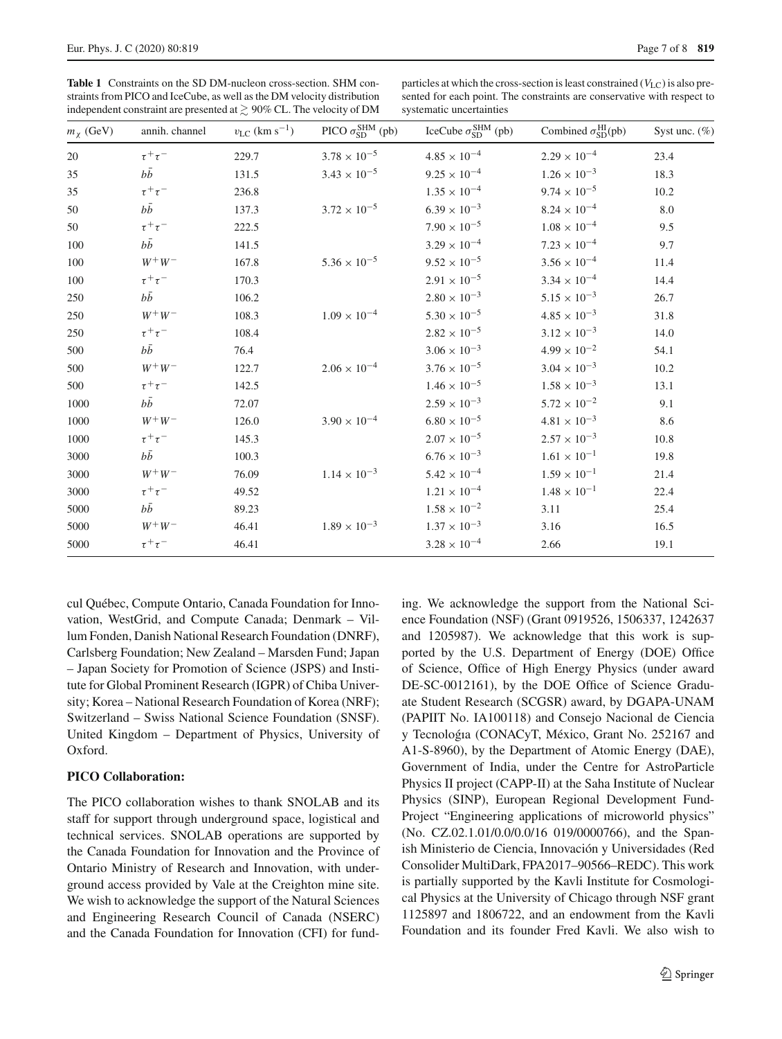**Table 1** Constraints on the SD DM-nucleon cross-section. SHM constraints from PICO and IceCube, as well as the DM velocity distribution independent constraint are presented at $\gtrsim$ 90% CL. The velocity of DM particles at which the cross-section is least constrained ($V_{\rm LC}$) is also presented for each point. The constraints are conservative with respect to systematic uncertainties

| $m_\chi$ (GeV) | annih. channel | $v_{\rm LC}$ (km s$^{-1}$) | PICO $\sigma_{\rm SD}^{\rm SHM}$ (pb) | IceCube $\sigma_{\rm SD}^{\rm SHM}$ (pb) | Combined $\sigma_{\rm SD}^{\rm HI}$(pb) | Syst unc. (%) |
|---|---|---|---|---|---|---|
| 20 | $\tau^+\tau^-$ | 229.7 | $3.78 \times 10^{-5}$ | $4.85 \times 10^{-4}$ | $2.29 \times 10^{-4}$ | 23.4 |
| 35 | $b\bar{b}$ | 131.5 | $3.43 \times 10^{-5}$ | $9.25 \times 10^{-4}$ | $1.26 \times 10^{-3}$ | 18.3 |
| 35 | $\tau^+\tau^-$ | 236.8 | | $1.35 \times 10^{-4}$ | $9.74 \times 10^{-5}$ | 10.2 |
| 50 | $b\bar{b}$ | 137.3 | $3.72 \times 10^{-5}$ | $6.39 \times 10^{-3}$ | $8.24 \times 10^{-4}$ | 8.0 |
| 50 | $\tau^+\tau^-$ | 222.5 | | $7.90 \times 10^{-5}$ | $1.08 \times 10^{-4}$ | 9.5 |
| 100 | $b\bar{b}$ | 141.5 | | $3.29 \times 10^{-4}$ | $7.23 \times 10^{-4}$ | 9.7 |
| 100 | $W^+W^-$ | 167.8 | $5.36 \times 10^{-5}$ | $9.52 \times 10^{-5}$ | $3.56 \times 10^{-4}$ | 11.4 |
| 100 | $\tau^+\tau^-$ | 170.3 | | $2.91 \times 10^{-5}$ | $3.34 \times 10^{-4}$ | 14.4 |
| 250 | $b\bar{b}$ | 106.2 | | $2.80 \times 10^{-3}$ | $5.15 \times 10^{-3}$ | 26.7 |
| 250 | $W^+W^-$ | 108.3 | $1.09 \times 10^{-4}$ | $5.30 \times 10^{-5}$ | $4.85 \times 10^{-3}$ | 31.8 |
| 250 | $\tau^+\tau^-$ | 108.4 | | $2.82 \times 10^{-5}$ | $3.12 \times 10^{-3}$ | 14.0 |
| 500 | $b\bar{b}$ | 76.4 | | $3.06 \times 10^{-3}$ | $4.99 \times 10^{-2}$ | 54.1 |
| 500 | $W^+W^-$ | 122.7 | $2.06 \times 10^{-4}$ | $3.76 \times 10^{-5}$ | $3.04 \times 10^{-3}$ | 10.2 |
| 500 | $\tau^+\tau^-$ | 142.5 | | $1.46 \times 10^{-5}$ | $1.58 \times 10^{-3}$ | 13.1 |
| 1000 | $b\bar{b}$ | 72.07 | | $2.59 \times 10^{-3}$ | $5.72 \times 10^{-2}$ | 9.1 |
| 1000 | $W^+W^-$ | 126.0 | $3.90 \times 10^{-4}$ | $6.80 \times 10^{-5}$ | $4.81 \times 10^{-3}$ | 8.6 |
| 1000 | $\tau^+\tau^-$ | 145.3 | | $2.07 \times 10^{-5}$ | $2.57 \times 10^{-3}$ | 10.8 |
| 3000 | $b\bar{b}$ | 100.3 | | $6.76 \times 10^{-3}$ | $1.61 \times 10^{-1}$ | 19.8 |
| 3000 | $W^+W^-$ | 76.09 | $1.14 \times 10^{-3}$ | $5.42 \times 10^{-4}$ | $1.59 \times 10^{-1}$ | 21.4 |
| 3000 | $\tau^+\tau^-$ | 49.52 | | $1.21 \times 10^{-4}$ | $1.48 \times 10^{-1}$ | 22.4 |
| 5000 | $b\bar{b}$ | 89.23 | | $1.58 \times 10^{-2}$ | 3.11 | 25.4 |
| 5000 | $W^+W^-$ | 46.41 | $1.89 \times 10^{-3}$ | $1.37 \times 10^{-3}$ | 3.16 | 16.5 |
| 5000 | $\tau^+\tau^-$ | 46.41 | | $3.28 \times 10^{-4}$ | 2.66 | 19.1 |

cul Québec, Compute Ontario, Canada Foundation for Innovation, WestGrid, and Compute Canada; Denmark – Villum Fonden, Danish National Research Foundation (DNRF), Carlsberg Foundation; New Zealand – Marsden Fund; Japan – Japan Society for Promotion of Science (JSPS) and Institute for Global Prominent Research (IGPR) of Chiba University; Korea – National Research Foundation of Korea (NRF); Switzerland – Swiss National Science Foundation (SNSF). United Kingdom – Department of Physics, University of Oxford.

**PICO Collaboration:**

The PICO collaboration wishes to thank SNOLAB and its staff for support through underground space, logistical and technical services. SNOLAB operations are supported by the Canada Foundation for Innovation and the Province of Ontario Ministry of Research and Innovation, with underground access provided by Vale at the Creighton mine site. We wish to acknowledge the support of the Natural Sciences and Engineering Research Council of Canada (NSERC) and the Canada Foundation for Innovation (CFI) for funding. We acknowledge the support from the National Science Foundation (NSF) (Grant 0919526, 1506337, 1242637 and 1205987). We acknowledge that this work is supported by the U.S. Department of Energy (DOE) Office of Science, Office of High Energy Physics (under award DE-SC-0012161), by the DOE Office of Science Graduate Student Research (SCGSR) award, by DGAPA-UNAM (PAPIIT No. IA100118) and Consejo Nacional de Ciencia y Tecnologı́a (CONACyT, México, Grant No. 252167 and A1-S-8960), by the Department of Atomic Energy (DAE), Government of India, under the Centre for AstroParticle Physics II project (CAPP-II) at the Saha Institute of Nuclear Physics (SINP), European Regional Development Fund-Project "Engineering applications of microworld physics" (No. CZ.02.1.01/0.0/0.0/16 019/0000766), and the Spanish Ministerio de Ciencia, Innovación y Universidades (Red Consolider MultiDark, FPA2017–90566–REDC). This work is partially supported by the Kavli Institute for Cosmological Physics at the University of Chicago through NSF grant 1125897 and 1806722, and an endowment from the Kavli Foundation and its founder Fred Kavli. We also wish to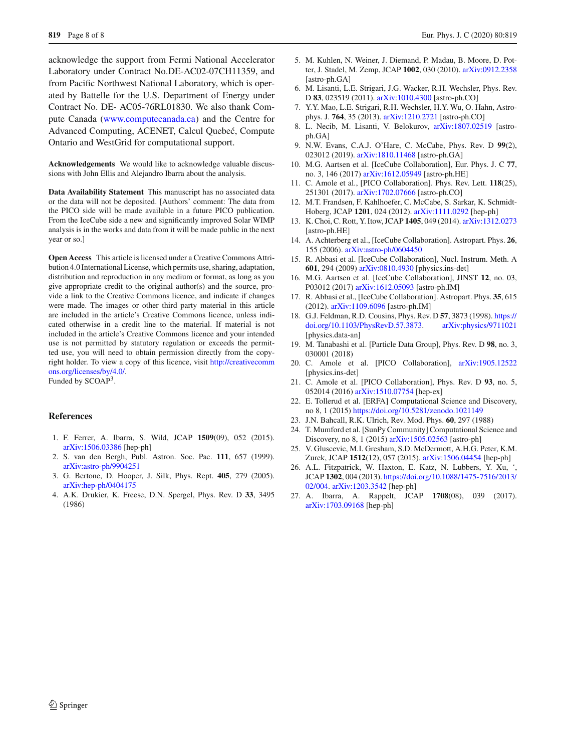acknowledge the support from Fermi National Accelerator Laboratory under Contract No.DE-AC02-07CH11359, and from Pacific Northwest National Laboratory, which is operated by Battelle for the U.S. Department of Energy under Contract No. DE- AC05-76RL01830. We also thank Compute Canada (www.computecanada.ca) and the Centre for Advanced Computing, ACENET, Calcul Quebeć, Compute Ontario and WestGrid for computational support.

**Acknowledgements** We would like to acknowledge valuable discussions with John Ellis and Alejandro Ibarra about the analysis.

**Data Availability Statement** This manuscript has no associated data or the data will not be deposited. [Authors' comment: The data from the PICO side will be made available in a future PICO publication. From the IceCube side a new and significantly improved Solar WIMP analysis is in the works and data from it will be made public in the next year or so.]

**Open Access** This article is licensed under a Creative Commons Attribution 4.0 International License, which permits use, sharing, adaptation, distribution and reproduction in any medium or format, as long as you give appropriate credit to the original author(s) and the source, provide a link to the Creative Commons licence, and indicate if changes were made. The images or other third party material in this article are included in the article's Creative Commons licence, unless indicated otherwise in a credit line to the material. If material is not included in the article's Creative Commons licence and your intended use is not permitted by statutory regulation or exceeds the permitted use, you will need to obtain permission directly from the copyright holder. To view a copy of this licence, visit http://creativecommons.org/licenses/by/4.0/.
Funded by SCOAP[3].

## References

1. F. Ferrer, A. Ibarra, S. Wild, JCAP **1509**(09), 052 (2015). arXiv:1506.03386 [hep-ph]
2. S. van den Bergh, Publ. Astron. Soc. Pac. **111**, 657 (1999). arXiv:astro-ph/9904251
3. G. Bertone, D. Hooper, J. Silk, Phys. Rept. **405**, 279 (2005). arXiv:hep-ph/0404175
4. A.K. Drukier, K. Freese, D.N. Spergel, Phys. Rev. D **33**, 3495 (1986)
5. M. Kuhlen, N. Weiner, J. Diemand, P. Madau, B. Moore, D. Potter, J. Stadel, M. Zemp, JCAP **1002**, 030 (2010). arXiv:0912.2358 [astro-ph.GA]
6. M. Lisanti, L.E. Strigari, J.G. Wacker, R.H. Wechsler, Phys. Rev. D **83**, 023519 (2011). arXiv:1010.4300 [astro-ph.CO]
7. Y.Y. Mao, L.E. Strigari, R.H. Wechsler, H.Y. Wu, O. Hahn, Astrophys. J. **764**, 35 (2013). arXiv:1210.2721 [astro-ph.CO]
8. L. Necib, M. Lisanti, V. Belokurov, arXiv:1807.02519 [astro-ph.GA]
9. N.W. Evans, C.A.J. O'Hare, C. McCabe, Phys. Rev. D **99**(2), 023012 (2019). arXiv:1810.11468 [astro-ph.GA]
10. M.G. Aartsen et al. [IceCube Collaboration], Eur. Phys. J. C **77**, no. 3, 146 (2017) arXiv:1612.05949 [astro-ph.HE]
11. C. Amole et al., [PICO Collaboration]. Phys. Rev. Lett. **118**(25), 251301 (2017). arXiv:1702.07666 [astro-ph.CO]
12. M.T. Frandsen, F. Kahlhoefer, C. McCabe, S. Sarkar, K. Schmidt-Hoberg, JCAP **1201**, 024 (2012). arXiv:1111.0292 [hep-ph]
13. K. Choi, C. Rott, Y. Itow, JCAP **1405**, 049 (2014). arXiv:1312.0273 [astro-ph.HE]
14. A. Achterberg et al., [IceCube Collaboration]. Astropart. Phys. **26**, 155 (2006). arXiv:astro-ph/0604450
15. R. Abbasi et al. [IceCube Collaboration], Nucl. Instrum. Meth. A **601**, 294 (2009) arXiv:0810.4930 [physics.ins-det]
16. M.G. Aartsen et al. [IceCube Collaboration], JINST **12**, no. 03, P03012 (2017) arXiv:1612.05093 [astro-ph.IM]
17. R. Abbasi et al., [IceCube Collaboration]. Astropart. Phys. **35**, 615 (2012). arXiv:1109.6096 [astro-ph.IM]
18. G.J. Feldman, R.D. Cousins, Phys. Rev. D **57**, 3873 (1998). https://doi.org/10.1103/PhysRevD.57.3873. arXiv:physics/9711021 [physics.data-an]
19. M. Tanabashi et al. [Particle Data Group], Phys. Rev. D **98**, no. 3, 030001 (2018)
20. C. Amole et al. [PICO Collaboration], arXiv:1905.12522 [physics.ins-det]
21. C. Amole et al. [PICO Collaboration], Phys. Rev. D **93**, no. 5, 052014 (2016) arXiv:1510.07754 [hep-ex]
22. E. Tollerud et al. [ERFA] Computational Science and Discovery, no 8, 1 (2015) https://doi.org/10.5281/zenodo.1021149
23. J.N. Bahcall, R.K. Ulrich, Rev. Mod. Phys. **60**, 297 (1988)
24. T. Mumford et al. [SunPy Community] Computational Science and Discovery, no 8, 1 (2015) arXiv:1505.02563 [astro-ph]
25. V. Gluscevic, M.I. Gresham, S.D. McDermott, A.H.G. Peter, K.M. Zurek, JCAP **1512**(12), 057 (2015). arXiv:1506.04454 [hep-ph]
26. A.L. Fitzpatrick, W. Haxton, E. Katz, N. Lubbers, Y. Xu, ', JCAP **1302**, 004 (2013). https://doi.org/10.1088/1475-7516/2013/02/004. arXiv:1203.3542 [hep-ph]
27. A. Ibarra, A. Rappelt, JCAP **1708**(08), 039 (2017). arXiv:1703.09168 [hep-ph]